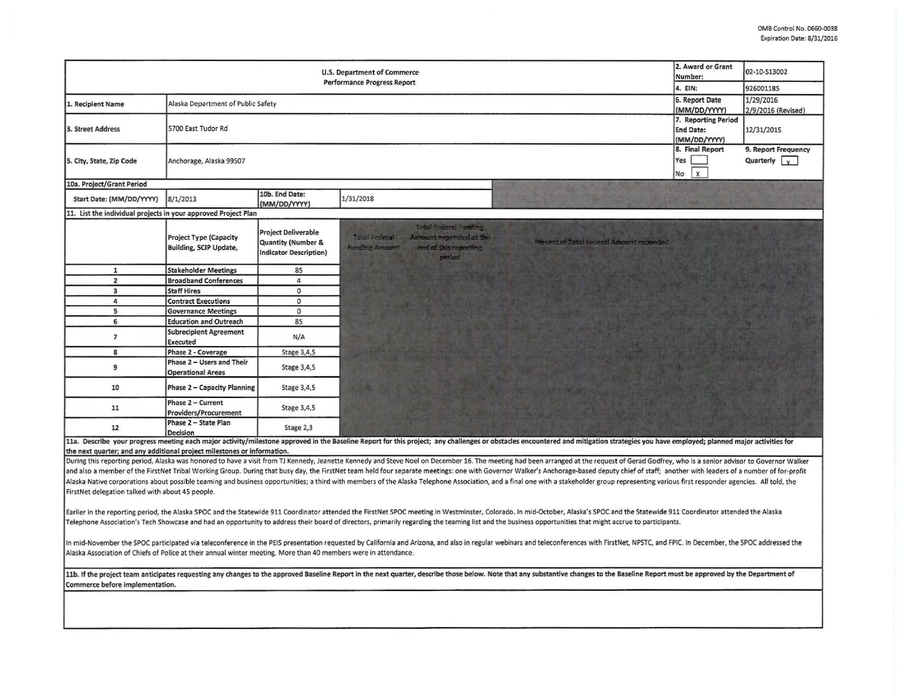OMB Control No. 0660-0038
Expiration Date: 8/31/2016

| U.S. Department of Commerce Performance Progress Report | | 2. Award or Grant Number: | 02-10-S13002 |
|---|---|---|---|
| | | 4. EIN: | 926001185 |
| 1. Recipient Name | Alaska Department of Public Safety | 6. Report Date (MM/DD/YYYY) | 1/29/2016 2/9/2016 (Revised) |
| 3. Street Address | 5700 East Tudor Rd | 7. Reporting Period End Date: (MM/DD/YYYY) | 12/31/2015 |
| 5. City, State, Zip Code | Anchorage, Alaska 99507 | 8. Final Report Yes [ ] No [x] | 9. Report Frequency Quarterly [x] |

**10a. Project/Grant Period**

| Start Date: (MM/DD/YYYY) | 8/1/2013 | 10b. End Date: (MM/DD/YYYY) | 1/31/2018 |
|---|---|---|---|

**11. List the individual projects in your approved Project Plan**

| | Project Type (Capacity Building, SCIP Update, | Project Deliverable Quantity (Number & Indicator Description) | Total Federal Funding Amount | Total Federal Funding Amount expended at the end of this reporting period | Percent of Total Federal Amount expended |
|---|---|---|---|---|---|
| 1 | Stakeholder Meetings | 85 | | | |
| 2 | Broadband Conferences | 4 | | | |
| 3 | Staff Hires | 0 | | | |
| 4 | Contract Executions | 0 | | | |
| 5 | Governance Meetings | 0 | | | |
| 6 | Education and Outreach | 85 | | | |
| 7 | Subrecipient Agreement Executed | N/A | | | |
| 8 | Phase 2 - Coverage | Stage 3,4,5 | | | |
| 9 | Phase 2 – Users and Their Operational Areas | Stage 3,4,5 | | | |
| 10 | Phase 2 – Capacity Planning | Stage 3,4,5 | | | |
| 11 | Phase 2 – Current Providers/Procurement | Stage 3,4,5 | | | |
| 12 | Phase 2 – State Plan Decision | Stage 2,3 | | | |

**11a. Describe your progress meeting each major activity/milestone approved in the Baseline Report for this project; any challenges or obstacles encountered and mitigation strategies you have employed; planned major activities for the next quarter; and any additional project milestones or information.**

During this reporting period, Alaska was honored to have a visit from TJ Kennedy, Jeanette Kennedy and Steve Noel on December 16. The meeting had been arranged at the request of Gerad Godfrey, who is a senior advisor to Governor Walker and also a member of the FirstNet Tribal Working Group. During that busy day, the FirstNet team held four separate meetings: one with Governor Walker's Anchorage-based deputy chief of staff; another with leaders of a number of for-profit Alaska Native corporations about possible teaming and business opportunities; a third with members of the Alaska Telephone Association, and a final one with a stakeholder group representing various first responder agencies. All told, the FirstNet delegation talked with about 45 people.

Earlier in the reporting period, the Alaska SPOC and the Statewide 911 Coordinator attended the FirstNet SPOC meeting in Westminster, Colorado. In mid-October, Alaska's SPOC and the Statewide 911 Coordinator attended the Alaska Telephone Association's Tech Showcase and had an opportunity to address their board of directors, primarily regarding the teaming list and the business opportunities that might accrue to participants.

In mid-November the SPOC participated via teleconference in the PEIS presentation requested by California and Arizona, and also in regular webinars and teleconferences with FirstNet, NPSTC, and FPIC. In December, the SPOC addressed the Alaska Association of Chiefs of Police at their annual winter meeting. More than 40 members were in attendance.

**11b. If the project team anticipates requesting any changes to the approved Baseline Report in the next quarter, describe those below. Note that any substantive changes to the Baseline Report must be approved by the Department of Commerce before implementation.**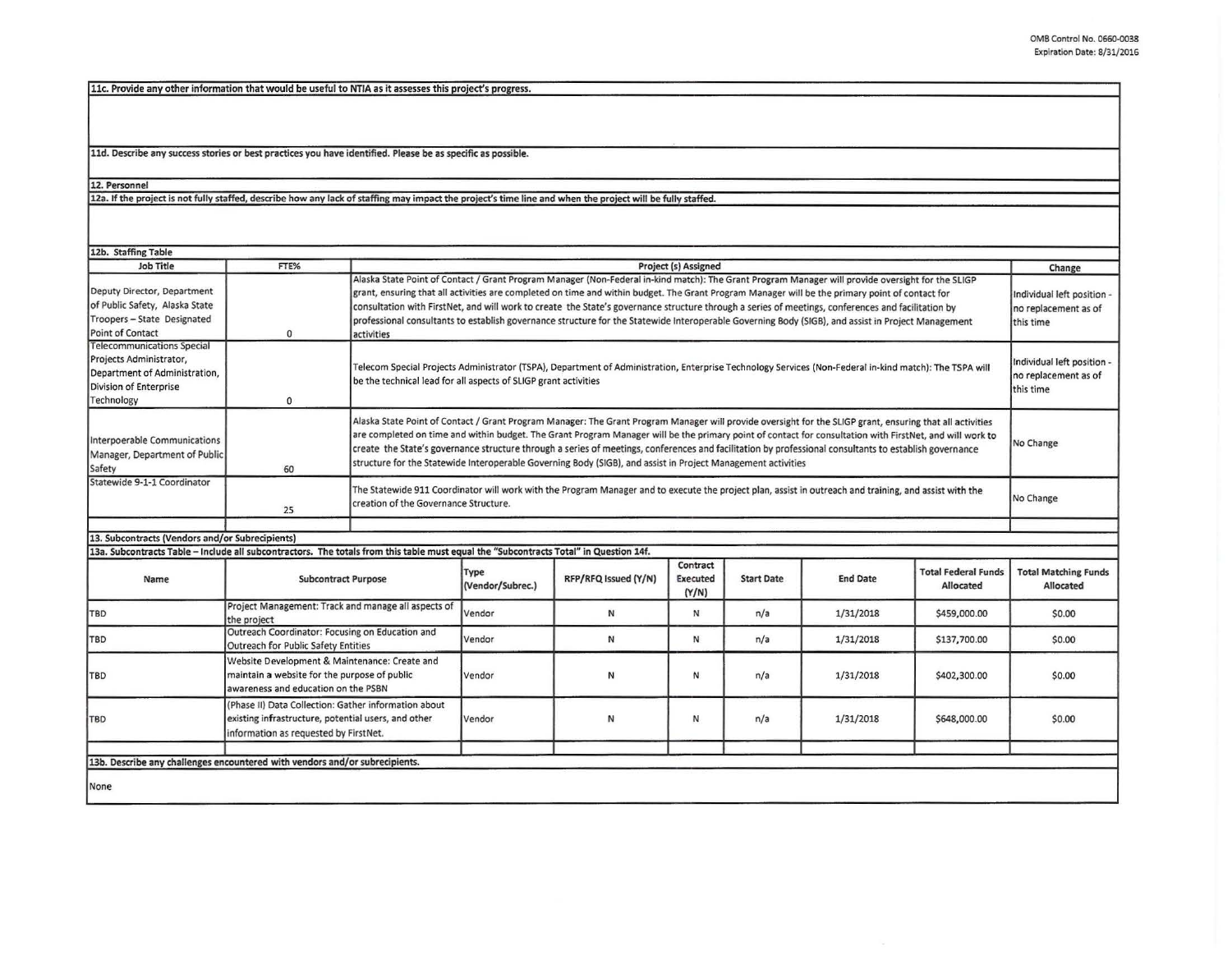OMB Control No. 0660-0038
Expiration Date: 8/31/2016

**11c. Provide any other information that would be useful to NTIA as it assesses this project's progress.**

**11d. Describe any success stories or best practices you have identified. Please be as specific as possible.**

**12. Personnel**

**12a. If the project is not fully staffed, describe how any lack of staffing may impact the project's time line and when the project will be fully staffed.**

**12b. Staffing Table**

| Job Title | FTE% | Project (s) Assigned | Change |
|---|---|---|---|
| Deputy Director, Department of Public Safety, Alaska State Troopers – State Designated Point of Contact | 0 | Alaska State Point of Contact / Grant Program Manager (Non-Federal in-kind match): The Grant Program Manager will provide oversight for the SLIGP grant, ensuring that all activities are completed on time and within budget. The Grant Program Manager will be the primary point of contact for consultation with FirstNet, and will work to create the State's governance structure through a series of meetings, conferences and facilitation by professional consultants to establish governance structure for the Statewide Interoperable Governing Body (SIGB), and assist in Project Management activities | Individual left position - no replacement as of this time |
| Telecommunications Special Projects Administrator, Department of Administration, Division of Enterprise Technology | 0 | Telecom Special Projects Administrator (TSPA), Department of Administration, Enterprise Technology Services (Non-Federal in-kind match): The TSPA will be the technical lead for all aspects of SLIGP grant activities | Individual left position - no replacement as of this time |
| Interpoerable Communications Manager, Department of Public Safety | 60 | Alaska State Point of Contact / Grant Program Manager: The Grant Program Manager will provide oversight for the SLIGP grant, ensuring that all activities are completed on time and within budget. The Grant Program Manager will be the primary point of contact for consultation with FirstNet, and will work to create the State's governance structure through a series of meetings, conferences and facilitation by professional consultants to establish governance structure for the Statewide Interoperable Governing Body (SIGB), and assist in Project Management activities | No Change |
| Statewide 9-1-1 Coordinator | 25 | The Statewide 911 Coordinator will work with the Program Manager and to execute the project plan, assist in outreach and training, and assist with the creation of the Governance Structure. | No Change |
| | | | |

**13. Subcontracts (Vendors and/or Subrecipients)**

**13a. Subcontracts Table – Include all subcontractors. The totals from this table must equal the "Subcontracts Total" in Question 14f.**

| Name | Subcontract Purpose | Type (Vendor/Subrec.) | RFP/RFQ Issued (Y/N) | Contract Executed (Y/N) | Start Date | End Date | Total Federal Funds Allocated | Total Matching Funds Allocated |
|---|---|---|---|---|---|---|---|---|
| TBD | Project Management: Track and manage all aspects of the project | Vendor | N | N | n/a | 1/31/2018 | $459,000.00 | $0.00 |
| TBD | Outreach Coordinator: Focusing on Education and Outreach for Public Safety Entities | Vendor | N | N | n/a | 1/31/2018 | $137,700.00 | $0.00 |
| TBD | Website Development & Maintenance: Create and maintain a website for the purpose of public awareness and education on the PSBN | Vendor | N | N | n/a | 1/31/2018 | $402,300.00 | $0.00 |
| TBD | (Phase II) Data Collection: Gather information about existing infrastructure, potential users, and other information as requested by FirstNet. | Vendor | N | N | n/a | 1/31/2018 | $648,000.00 | $0.00 |
| | | | | | | | | |

**13b. Describe any challenges encountered with vendors and/or subrecipients.**

None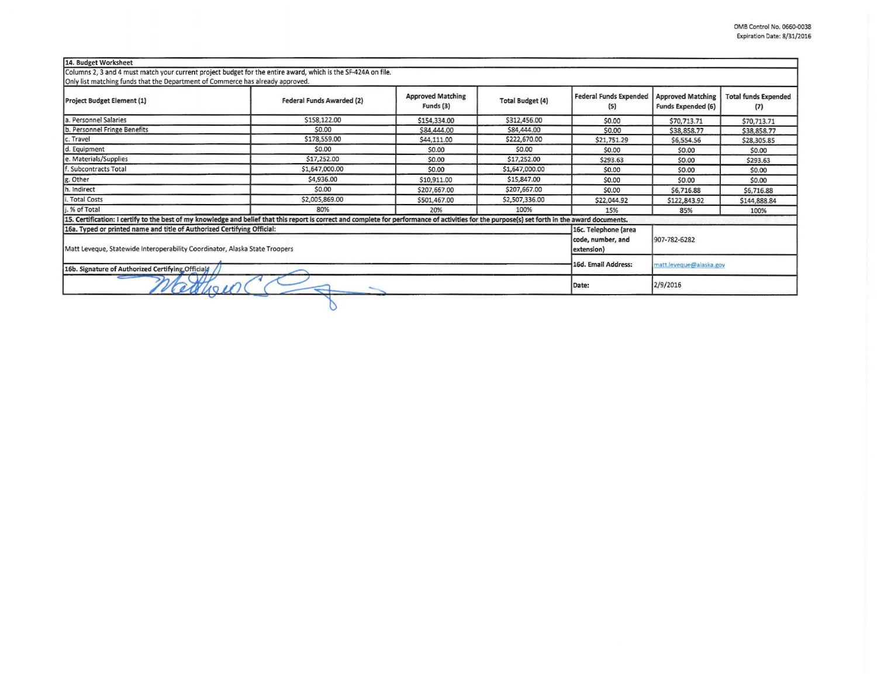OMB Control No. 0660-0038
Expiration Date: 8/31/2016

| 14. Budget Worksheet | | | | | | |
|---|---|---|---|---|---|---|
| Columns 2, 3 and 4 must match your current project budget for the entire award, which is the SF-424A on file. Only list matching funds that the Department of Commerce has already approved. | | | | | | |
| Project Budget Element (1) | Federal Funds Awarded (2) | Approved Matching Funds (3) | Total Budget (4) | Federal Funds Expended (5) | Approved Matching Funds Expended (6) | Total funds Expended (7) |
| a. Personnel Salaries | $158,122.00 | $154,334.00 | $312,456.00 | $0.00 | $70,713.71 | $70,713.71 |
| b. Personnel Fringe Benefits | $0.00 | $84,444.00 | $84,444.00 | $0.00 | $38,858.77 | $38,858.77 |
| c. Travel | $178,559.00 | $44,111.00 | $222,670.00 | $21,751.29 | $6,554.56 | $28,305.85 |
| d. Equipment | $0.00 | $0.00 | $0.00 | $0.00 | $0.00 | $0.00 |
| e. Materials/Supplies | $17,252.00 | $0.00 | $17,252.00 | $293.63 | $0.00 | $293.63 |
| f. Subcontracts Total | $1,647,000.00 | $0.00 | $1,647,000.00 | $0.00 | $0.00 | $0.00 |
| g. Other | $4,936.00 | $10,911.00 | $15,847.00 | $0.00 | $0.00 | $0.00 |
| h. Indirect | $0.00 | $207,667.00 | $207,667.00 | $0.00 | $6,716.88 | $6,716.88 |
| i. Total Costs | $2,005,869.00 | $501,467.00 | $2,507,336.00 | $22,044.92 | $122,843.92 | $144,888.84 |
| j. % of Total | 80% | 20% | 100% | 15% | 85% | 100% |

**15. Certification: I certify to the best of my knowledge and belief that this report is correct and complete for performance of activities for the purpose(s) set forth in the award documents.**

| | | |
|---|---|---|
| **16a. Typed or printed name and title of Authorized Certifying Official:** Matt Leveque, Statewide Interoperability Coordinator, Alaska State Troopers | 16c. Telephone (area code, number, and extension) | 907-782-6282 |
| **16b. Signature of Authorized Certifying Official:** | 16d. Email Address: | matt.leveque@alaska.gov |
| Matthew C [signature] | Date: | 2/9/2016 |